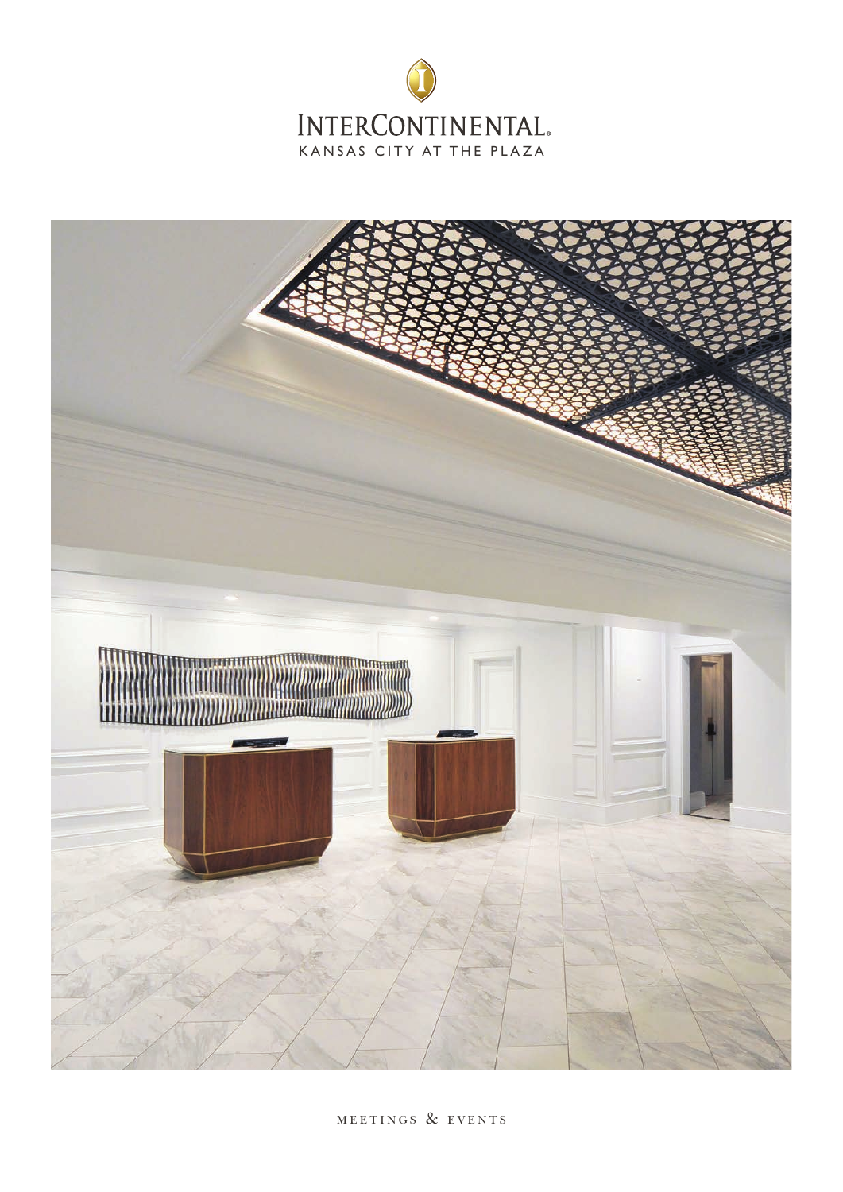# InterContinental®

KANSAS CITY AT THE PLAZA

MEETINGS & EVENTS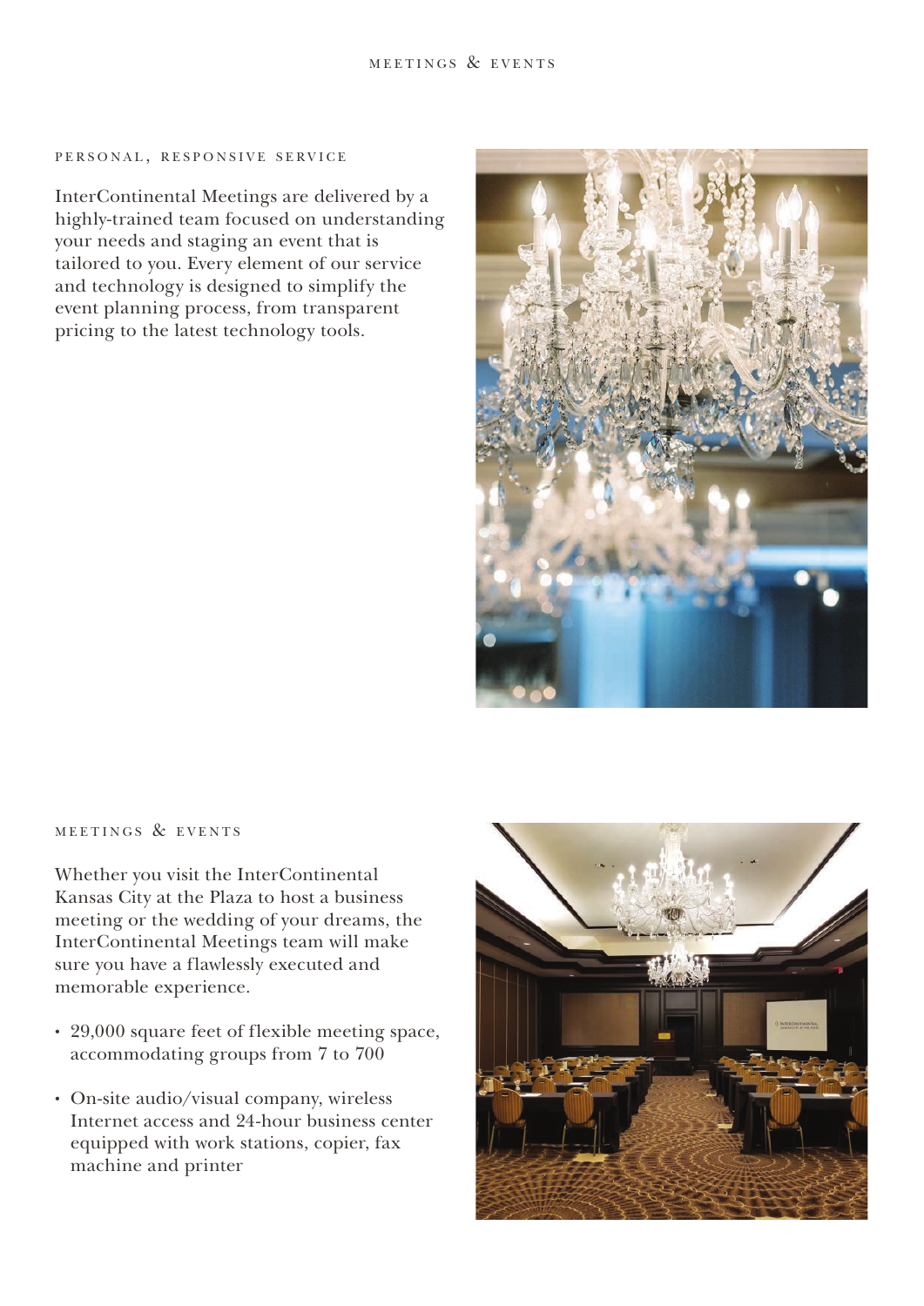## PERSONAL, RESPONSIVE SERVICE

InterContinental Meetings are delivered by a highly-trained team focused on understanding your needs and staging an event that is tailored to you. Every element of our service and technology is designed to simplify the event planning process, from transparent pricing to the latest technology tools.

## MEETINGS & EVENTS

Whether you visit the InterContinental Kansas City at the Plaza to host a business meeting or the wedding of your dreams, the InterContinental Meetings team will make sure you have a flawlessly executed and memorable experience.

- 29,000 square feet of flexible meeting space, accommodating groups from 7 to 700
- On-site audio/visual company, wireless Internet access and 24-hour business center equipped with work stations, copier, fax machine and printer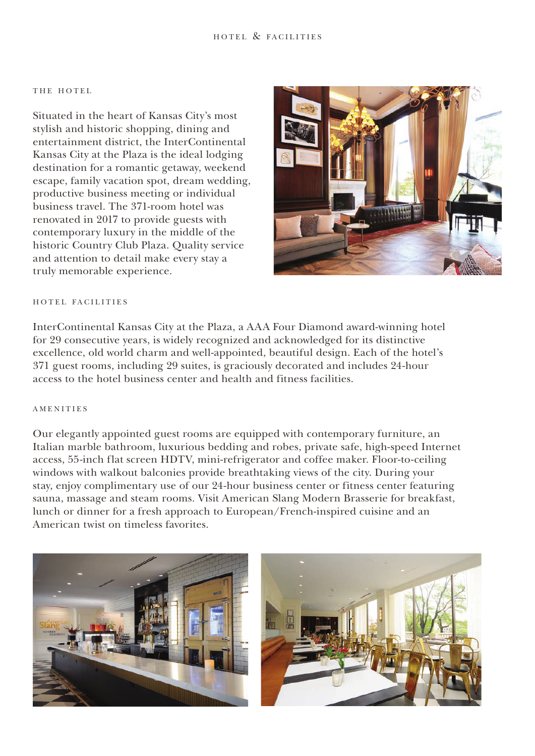# HOTEL & FACILITIES

## THE HOTEL

Situated in the heart of Kansas City's most stylish and historic shopping, dining and entertainment district, the InterContinental Kansas City at the Plaza is the ideal lodging destination for a romantic getaway, weekend escape, family vacation spot, dream wedding, productive business meeting or individual business travel. The 371-room hotel was renovated in 2017 to provide guests with contemporary luxury in the middle of the historic Country Club Plaza. Quality service and attention to detail make every stay a truly memorable experience.

## HOTEL FACILITIES

InterContinental Kansas City at the Plaza, a AAA Four Diamond award-winning hotel for 29 consecutive years, is widely recognized and acknowledged for its distinctive excellence, old world charm and well-appointed, beautiful design. Each of the hotel's 371 guest rooms, including 29 suites, is graciously decorated and includes 24-hour access to the hotel business center and health and fitness facilities.

## AMENITIES

Our elegantly appointed guest rooms are equipped with contemporary furniture, an Italian marble bathroom, luxurious bedding and robes, private safe, high-speed Internet access, 55-inch flat screen HDTV, mini-refrigerator and coffee maker. Floor-to-ceiling windows with walkout balconies provide breathtaking views of the city. During your stay, enjoy complimentary use of our 24-hour business center or fitness center featuring sauna, massage and steam rooms. Visit American Slang Modern Brasserie for breakfast, lunch or dinner for a fresh approach to European/French-inspired cuisine and an American twist on timeless favorites.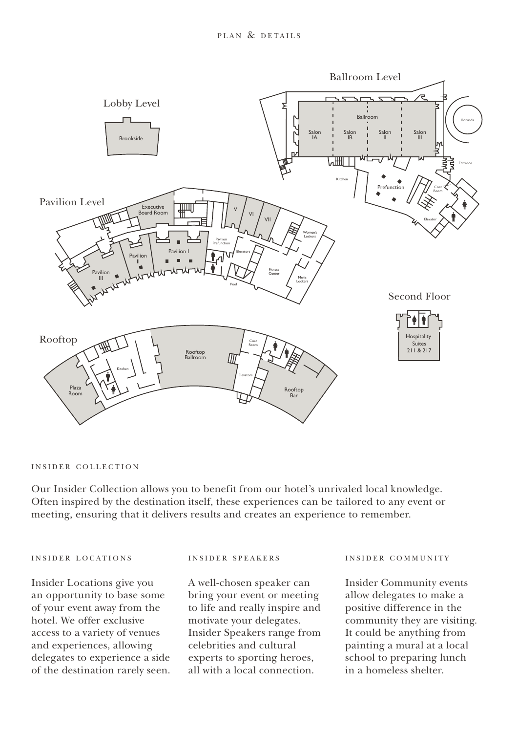# PLAN & DETAILS

## Lobby Level

Brookside

## Ballroom Level

Ballroom

Salon IA

Salon IB

Salon II

Salon III

Rotunda

Entrance

Kitchen

Prefunction

Coat Room

Elevator

## Pavilion Level

Executive Board Room

V

VI

VII

Women's Lockers

Pavilion Prefunction

Pavilion I

Pavilion II

Pavilion III

Elevators

Fitness Center

Men's Lockers

Pool

## Second Floor

Hospitality Suites 211 & 217

## Rooftop

Plaza Room

Kitchen

Rooftop Ballroom

Coat Room

Elevators

Rooftop Bar

## INSIDER COLLECTION

Our Insider Collection allows you to benefit from our hotel's unrivaled local knowledge. Often inspired by the destination itself, these experiences can be tailored to any event or meeting, ensuring that it delivers results and creates an experience to remember.

### INSIDER LOCATIONS

Insider Locations give you an opportunity to base some of your event away from the hotel. We offer exclusive access to a variety of venues and experiences, allowing delegates to experience a side of the destination rarely seen.

### INSIDER SPEAKERS

A well-chosen speaker can bring your event or meeting to life and really inspire and motivate your delegates. Insider Speakers range from celebrities and cultural experts to sporting heroes, all with a local connection.

### INSIDER COMMUNITY

Insider Community events allow delegates to make a positive difference in the community they are visiting. It could be anything from painting a mural at a local school to preparing lunch in a homeless shelter.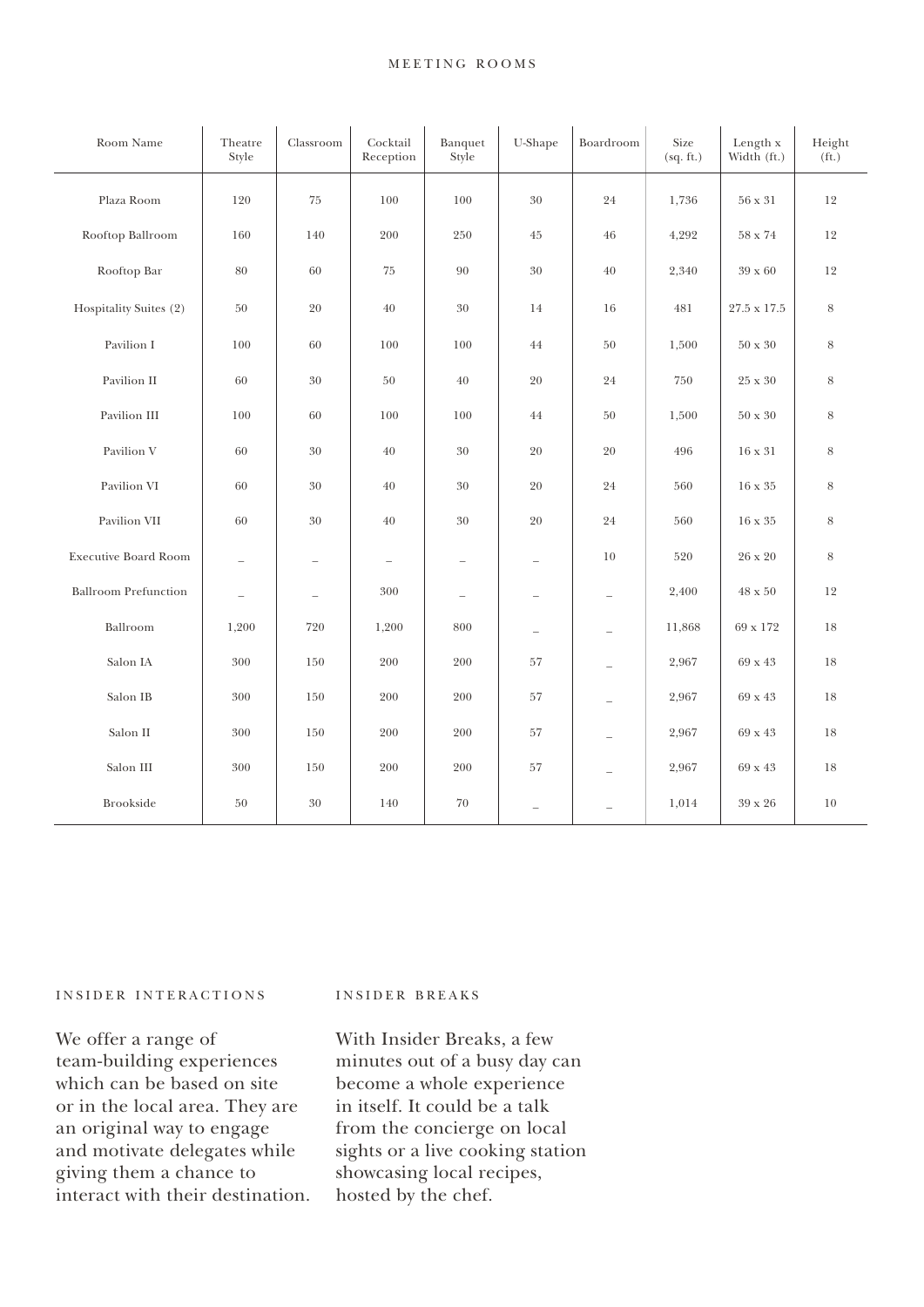## MEETING ROOMS

| Room Name | Theatre Style | Classroom | Cocktail Reception | Banquet Style | U-Shape | Boardroom | Size (sq. ft.) | Length x Width (ft.) | Height (ft.) |
|---|---|---|---|---|---|---|---|---|---|
| Plaza Room | 120 | 75 | 100 | 100 | 30 | 24 | 1,736 | 56 x 31 | 12 |
| Rooftop Ballroom | 160 | 140 | 200 | 250 | 45 | 46 | 4,292 | 58 x 74 | 12 |
| Rooftop Bar | 80 | 60 | 75 | 90 | 30 | 40 | 2,340 | 39 x 60 | 12 |
| Hospitality Suites (2) | 50 | 20 | 40 | 30 | 14 | 16 | 481 | 27.5 x 17.5 | 8 |
| Pavilion I | 100 | 60 | 100 | 100 | 44 | 50 | 1,500 | 50 x 30 | 8 |
| Pavilion II | 60 | 30 | 50 | 40 | 20 | 24 | 750 | 25 x 30 | 8 |
| Pavilion III | 100 | 60 | 100 | 100 | 44 | 50 | 1,500 | 50 x 30 | 8 |
| Pavilion V | 60 | 30 | 40 | 30 | 20 | 20 | 496 | 16 x 31 | 8 |
| Pavilion VI | 60 | 30 | 40 | 30 | 20 | 24 | 560 | 16 x 35 | 8 |
| Pavilion VII | 60 | 30 | 40 | 30 | 20 | 24 | 560 | 16 x 35 | 8 |
| Executive Board Room | – | – | – | – | – | 10 | 520 | 26 x 20 | 8 |
| Ballroom Prefunction | – | – | 300 | – | – | – | 2,400 | 48 x 50 | 12 |
| Ballroom | 1,200 | 720 | 1,200 | 800 | – | – | 11,868 | 69 x 172 | 18 |
| Salon IA | 300 | 150 | 200 | 200 | 57 | – | 2,967 | 69 x 43 | 18 |
| Salon IB | 300 | 150 | 200 | 200 | 57 | – | 2,967 | 69 x 43 | 18 |
| Salon II | 300 | 150 | 200 | 200 | 57 | – | 2,967 | 69 x 43 | 18 |
| Salon III | 300 | 150 | 200 | 200 | 57 | – | 2,967 | 69 x 43 | 18 |
| Brookside | 50 | 30 | 140 | 70 | – | – | 1,014 | 39 x 26 | 10 |

### INSIDER INTERACTIONS

We offer a range of team-building experiences which can be based on site or in the local area. They are an original way to engage and motivate delegates while giving them a chance to interact with their destination.

### INSIDER BREAKS

With Insider Breaks, a few minutes out of a busy day can become a whole experience in itself. It could be a talk from the concierge on local sights or a live cooking station showcasing local recipes, hosted by the chef.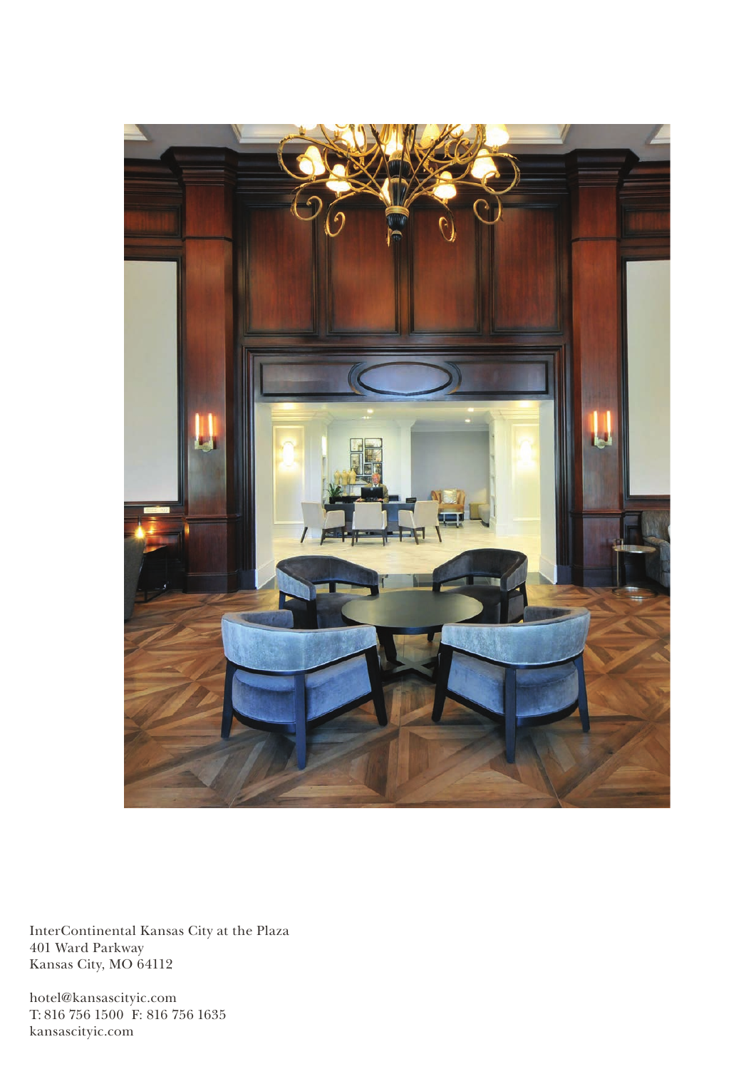InterContinental Kansas City at the Plaza
401 Ward Parkway
Kansas City, MO 64112

hotel@kansascityic.com
T: 816 756 1500 F: 816 756 1635
kansascityic.com